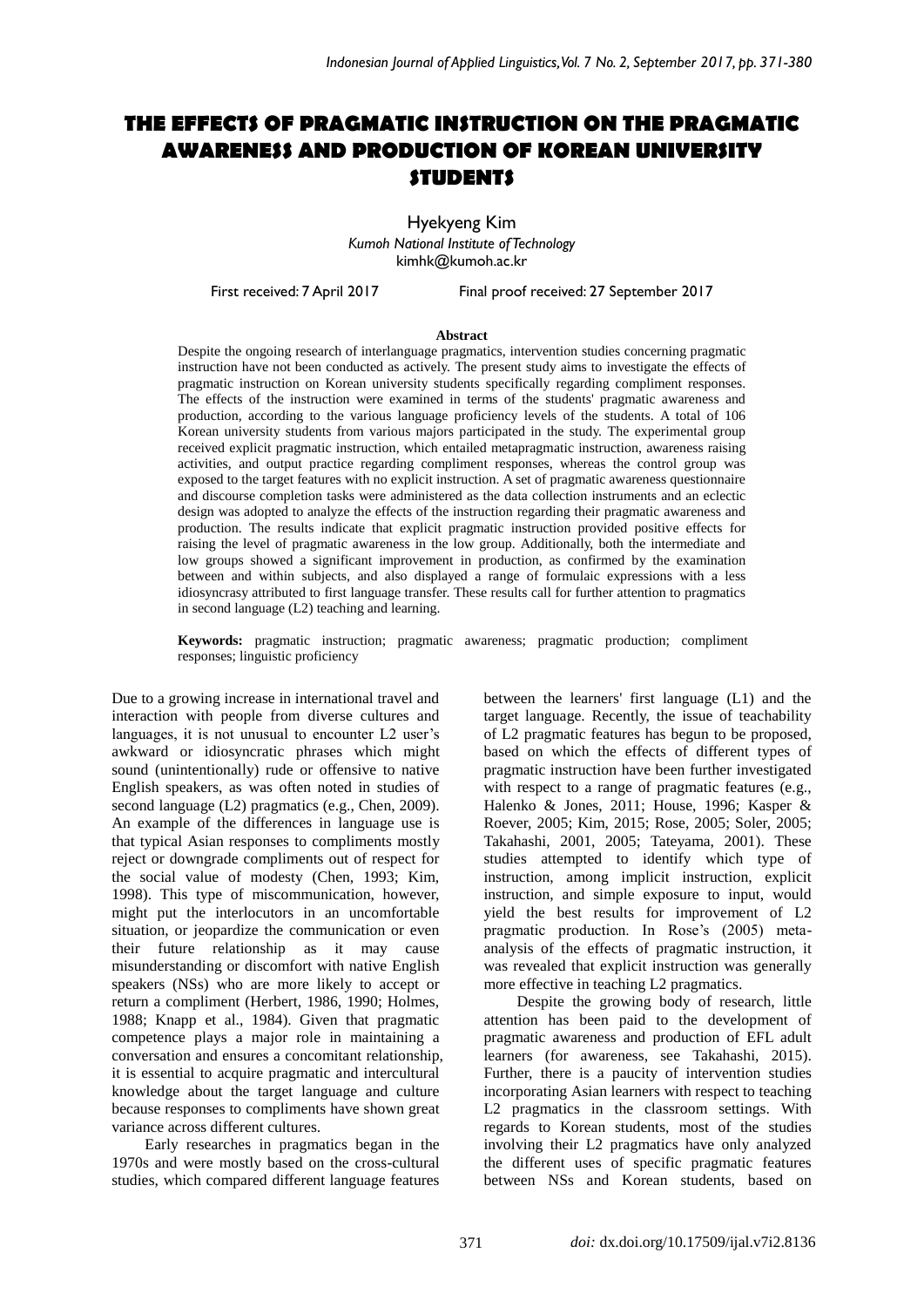# THE EFFECTS OF PRAGMATIC INSTRUCTION ON THE PRAGMATIC AWARENESS AND PRODUCTION OF KOREAN UNIVERSITY STUDENTS

Hyekyeng Kim
*Kumoh National Institute of Technology*
kimhk@kumoh.ac.kr

First received: 7 April 2017 Final proof received: 27 September 2017

**Abstract**

Despite the ongoing research of interlanguage pragmatics, intervention studies concerning pragmatic instruction have not been conducted as actively. The present study aims to investigate the effects of pragmatic instruction on Korean university students specifically regarding compliment responses. The effects of the instruction were examined in terms of the students' pragmatic awareness and production, according to the various language proficiency levels of the students. A total of 106 Korean university students from various majors participated in the study. The experimental group received explicit pragmatic instruction, which entailed metapragmatic instruction, awareness raising activities, and output practice regarding compliment responses, whereas the control group was exposed to the target features with no explicit instruction. A set of pragmatic awareness questionnaire and discourse completion tasks were administered as the data collection instruments and an eclectic design was adopted to analyze the effects of the instruction regarding their pragmatic awareness and production. The results indicate that explicit pragmatic instruction provided positive effects for raising the level of pragmatic awareness in the low group. Additionally, both the intermediate and low groups showed a significant improvement in production, as confirmed by the examination between and within subjects, and also displayed a range of formulaic expressions with a less idiosyncrasy attributed to first language transfer. These results call for further attention to pragmatics in second language (L2) teaching and learning.

**Keywords:** pragmatic instruction; pragmatic awareness; pragmatic production; compliment responses; linguistic proficiency

Due to a growing increase in international travel and interaction with people from diverse cultures and languages, it is not unusual to encounter L2 user's awkward or idiosyncratic phrases which might sound (unintentionally) rude or offensive to native English speakers, as was often noted in studies of second language (L2) pragmatics (e.g., Chen, 2009). An example of the differences in language use is that typical Asian responses to compliments mostly reject or downgrade compliments out of respect for the social value of modesty (Chen, 1993; Kim, 1998). This type of miscommunication, however, might put the interlocutors in an uncomfortable situation, or jeopardize the communication or even their future relationship as it may cause misunderstanding or discomfort with native English speakers (NSs) who are more likely to accept or return a compliment (Herbert, 1986, 1990; Holmes, 1988; Knapp et al., 1984). Given that pragmatic competence plays a major role in maintaining a conversation and ensures a concomitant relationship, it is essential to acquire pragmatic and intercultural knowledge about the target language and culture because responses to compliments have shown great variance across different cultures.

Early researches in pragmatics began in the 1970s and were mostly based on the cross-cultural studies, which compared different language features between the learners' first language (L1) and the target language. Recently, the issue of teachability of L2 pragmatic features has begun to be proposed, based on which the effects of different types of pragmatic instruction have been further investigated with respect to a range of pragmatic features (e.g., Halenko & Jones, 2011; House, 1996; Kasper & Roever, 2005; Kim, 2015; Rose, 2005; Soler, 2005; Takahashi, 2001, 2005; Tateyama, 2001). These studies attempted to identify which type of instruction, among implicit instruction, explicit instruction, and simple exposure to input, would yield the best results for improvement of L2 pragmatic production. In Rose's (2005) meta-analysis of the effects of pragmatic instruction, it was revealed that explicit instruction was generally more effective in teaching L2 pragmatics.

Despite the growing body of research, little attention has been paid to the development of pragmatic awareness and production of EFL adult learners (for awareness, see Takahashi, 2015). Further, there is a paucity of intervention studies incorporating Asian learners with respect to teaching L2 pragmatics in the classroom settings. With regards to Korean students, most of the studies involving their L2 pragmatics have only analyzed the different uses of specific pragmatic features between NSs and Korean students, based on

*doi:* dx.doi.org/10.17509/ijal.v7i2.8136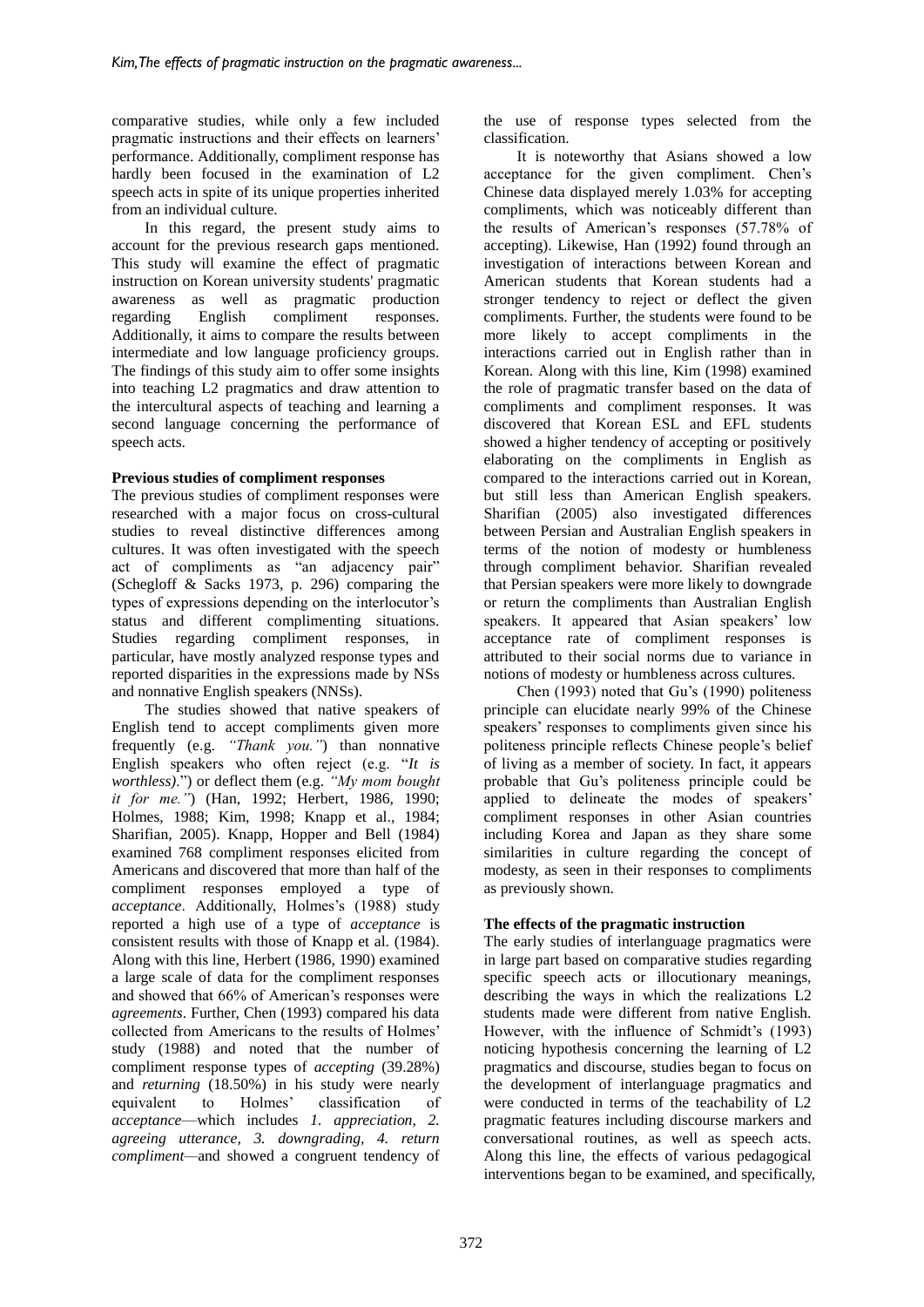comparative studies, while only a few included pragmatic instructions and their effects on learners' performance. Additionally, compliment response has hardly been focused in the examination of L2 speech acts in spite of its unique properties inherited from an individual culture.

In this regard, the present study aims to account for the previous research gaps mentioned. This study will examine the effect of pragmatic instruction on Korean university students' pragmatic awareness as well as pragmatic production regarding English compliment responses. Additionally, it aims to compare the results between intermediate and low language proficiency groups. The findings of this study aim to offer some insights into teaching L2 pragmatics and draw attention to the intercultural aspects of teaching and learning a second language concerning the performance of speech acts.

**Previous studies of compliment responses**

The previous studies of compliment responses were researched with a major focus on cross-cultural studies to reveal distinctive differences among cultures. It was often investigated with the speech act of compliments as "an adjacency pair" (Schegloff & Sacks 1973, p. 296) comparing the types of expressions depending on the interlocutor's status and different complimenting situations. Studies regarding compliment responses, in particular, have mostly analyzed response types and reported disparities in the expressions made by NSs and nonnative English speakers (NNSs).

The studies showed that native speakers of English tend to accept compliments given more frequently (e.g. *"Thank you."*) than nonnative English speakers who often reject (e.g. "*It is worthless)*.") or deflect them (e.g. *"My mom bought it for me."*) (Han, 1992; Herbert, 1986, 1990; Holmes, 1988; Kim, 1998; Knapp et al., 1984; Sharifian, 2005). Knapp, Hopper and Bell (1984) examined 768 compliment responses elicited from Americans and discovered that more than half of the compliment responses employed a type of *acceptance*. Additionally, Holmes's (1988) study reported a high use of a type of *acceptance* is consistent results with those of Knapp et al. (1984). Along with this line, Herbert (1986, 1990) examined a large scale of data for the compliment responses and showed that 66% of American's responses were *agreements*. Further, Chen (1993) compared his data collected from Americans to the results of Holmes' study (1988) and noted that the number of compliment response types of *accepting* (39.28%) and *returning* (18.50%) in his study were nearly equivalent to Holmes' classification of *acceptance*—which includes *1. appreciation, 2. agreeing utterance, 3. downgrading, 4. return compliment*—and showed a congruent tendency of the use of response types selected from the classification.

It is noteworthy that Asians showed a low acceptance for the given compliment. Chen's Chinese data displayed merely 1.03% for accepting compliments, which was noticeably different than the results of American's responses (57.78% of accepting). Likewise, Han (1992) found through an investigation of interactions between Korean and American students that Korean students had a stronger tendency to reject or deflect the given compliments. Further, the students were found to be more likely to accept compliments in the interactions carried out in English rather than in Korean. Along with this line, Kim (1998) examined the role of pragmatic transfer based on the data of compliments and compliment responses. It was discovered that Korean ESL and EFL students showed a higher tendency of accepting or positively elaborating on the compliments in English as compared to the interactions carried out in Korean, but still less than American English speakers. Sharifian (2005) also investigated differences between Persian and Australian English speakers in terms of the notion of modesty or humbleness through compliment behavior. Sharifian revealed that Persian speakers were more likely to downgrade or return the compliments than Australian English speakers. It appeared that Asian speakers' low acceptance rate of compliment responses is attributed to their social norms due to variance in notions of modesty or humbleness across cultures.

Chen (1993) noted that Gu's (1990) politeness principle can elucidate nearly 99% of the Chinese speakers' responses to compliments given since his politeness principle reflects Chinese people's belief of living as a member of society. In fact, it appears probable that Gu's politeness principle could be applied to delineate the modes of speakers' compliment responses in other Asian countries including Korea and Japan as they share some similarities in culture regarding the concept of modesty, as seen in their responses to compliments as previously shown.

**The effects of the pragmatic instruction**

The early studies of interlanguage pragmatics were in large part based on comparative studies regarding specific speech acts or illocutionary meanings, describing the ways in which the realizations L2 students made were different from native English. However, with the influence of Schmidt's (1993) noticing hypothesis concerning the learning of L2 pragmatics and discourse, studies began to focus on the development of interlanguage pragmatics and were conducted in terms of the teachability of L2 pragmatic features including discourse markers and conversational routines, as well as speech acts. Along this line, the effects of various pedagogical interventions began to be examined, and specifically,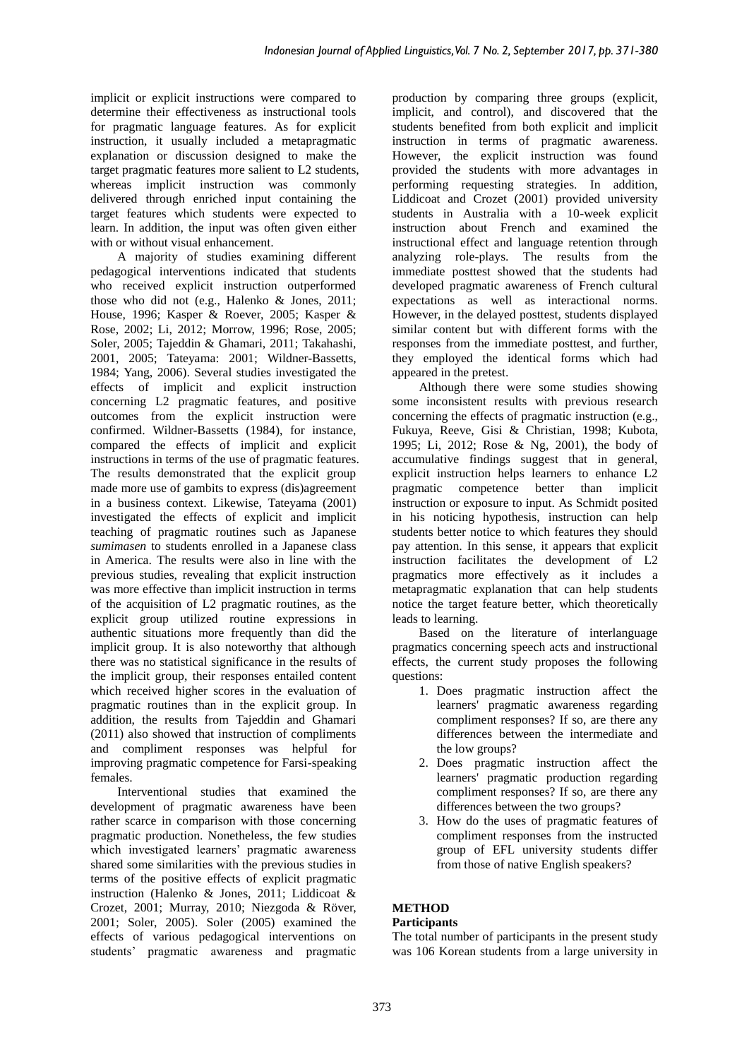implicit or explicit instructions were compared to determine their effectiveness as instructional tools for pragmatic language features. As for explicit instruction, it usually included a metapragmatic explanation or discussion designed to make the target pragmatic features more salient to L2 students, whereas implicit instruction was commonly delivered through enriched input containing the target features which students were expected to learn. In addition, the input was often given either with or without visual enhancement.

A majority of studies examining different pedagogical interventions indicated that students who received explicit instruction outperformed those who did not (e.g., Halenko & Jones, 2011; House, 1996; Kasper & Roever, 2005; Kasper & Rose, 2002; Li, 2012; Morrow, 1996; Rose, 2005; Soler, 2005; Tajeddin & Ghamari, 2011; Takahashi, 2001, 2005; Tateyama: 2001; Wildner-Bassetts, 1984; Yang, 2006). Several studies investigated the effects of implicit and explicit instruction concerning L2 pragmatic features, and positive outcomes from the explicit instruction were confirmed. Wildner-Bassetts (1984), for instance, compared the effects of implicit and explicit instructions in terms of the use of pragmatic features. The results demonstrated that the explicit group made more use of gambits to express (dis)agreement in a business context. Likewise, Tateyama (2001) investigated the effects of explicit and implicit teaching of pragmatic routines such as Japanese *sumimasen* to students enrolled in a Japanese class in America. The results were also in line with the previous studies, revealing that explicit instruction was more effective than implicit instruction in terms of the acquisition of L2 pragmatic routines, as the explicit group utilized routine expressions in authentic situations more frequently than did the implicit group. It is also noteworthy that although there was no statistical significance in the results of the implicit group, their responses entailed content which received higher scores in the evaluation of pragmatic routines than in the explicit group. In addition, the results from Tajeddin and Ghamari (2011) also showed that instruction of compliments and compliment responses was helpful for improving pragmatic competence for Farsi-speaking females.

Interventional studies that examined the development of pragmatic awareness have been rather scarce in comparison with those concerning pragmatic production. Nonetheless, the few studies which investigated learners' pragmatic awareness shared some similarities with the previous studies in terms of the positive effects of explicit pragmatic instruction (Halenko & Jones, 2011; Liddicoat & Crozet, 2001; Murray, 2010; Niezgoda & Röver, 2001; Soler, 2005). Soler (2005) examined the effects of various pedagogical interventions on students' pragmatic awareness and pragmatic production by comparing three groups (explicit, implicit, and control), and discovered that the students benefited from both explicit and implicit instruction in terms of pragmatic awareness. However, the explicit instruction was found provided the students with more advantages in performing requesting strategies. In addition, Liddicoat and Crozet (2001) provided university students in Australia with a 10-week explicit instruction about French and examined the instructional effect and language retention through analyzing role-plays. The results from the immediate posttest showed that the students had developed pragmatic awareness of French cultural expectations as well as interactional norms. However, in the delayed posttest, students displayed similar content but with different forms with the responses from the immediate posttest, and further, they employed the identical forms which had appeared in the pretest.

Although there were some studies showing some inconsistent results with previous research concerning the effects of pragmatic instruction (e.g., Fukuya, Reeve, Gisi & Christian, 1998; Kubota, 1995; Li, 2012; Rose & Ng, 2001), the body of accumulative findings suggest that in general, explicit instruction helps learners to enhance L2 pragmatic competence better than implicit instruction or exposure to input. As Schmidt posited in his noticing hypothesis, instruction can help students better notice to which features they should pay attention. In this sense, it appears that explicit instruction facilitates the development of L2 pragmatics more effectively as it includes a metapragmatic explanation that can help students notice the target feature better, which theoretically leads to learning.

Based on the literature of interlanguage pragmatics concerning speech acts and instructional effects, the current study proposes the following questions:

1. Does pragmatic instruction affect the learners' pragmatic awareness regarding compliment responses? If so, are there any differences between the intermediate and the low groups?
2. Does pragmatic instruction affect the learners' pragmatic production regarding compliment responses? If so, are there any differences between the two groups?
3. How do the uses of pragmatic features of compliment responses from the instructed group of EFL university students differ from those of native English speakers?

## METHOD

### Participants

The total number of participants in the present study was 106 Korean students from a large university in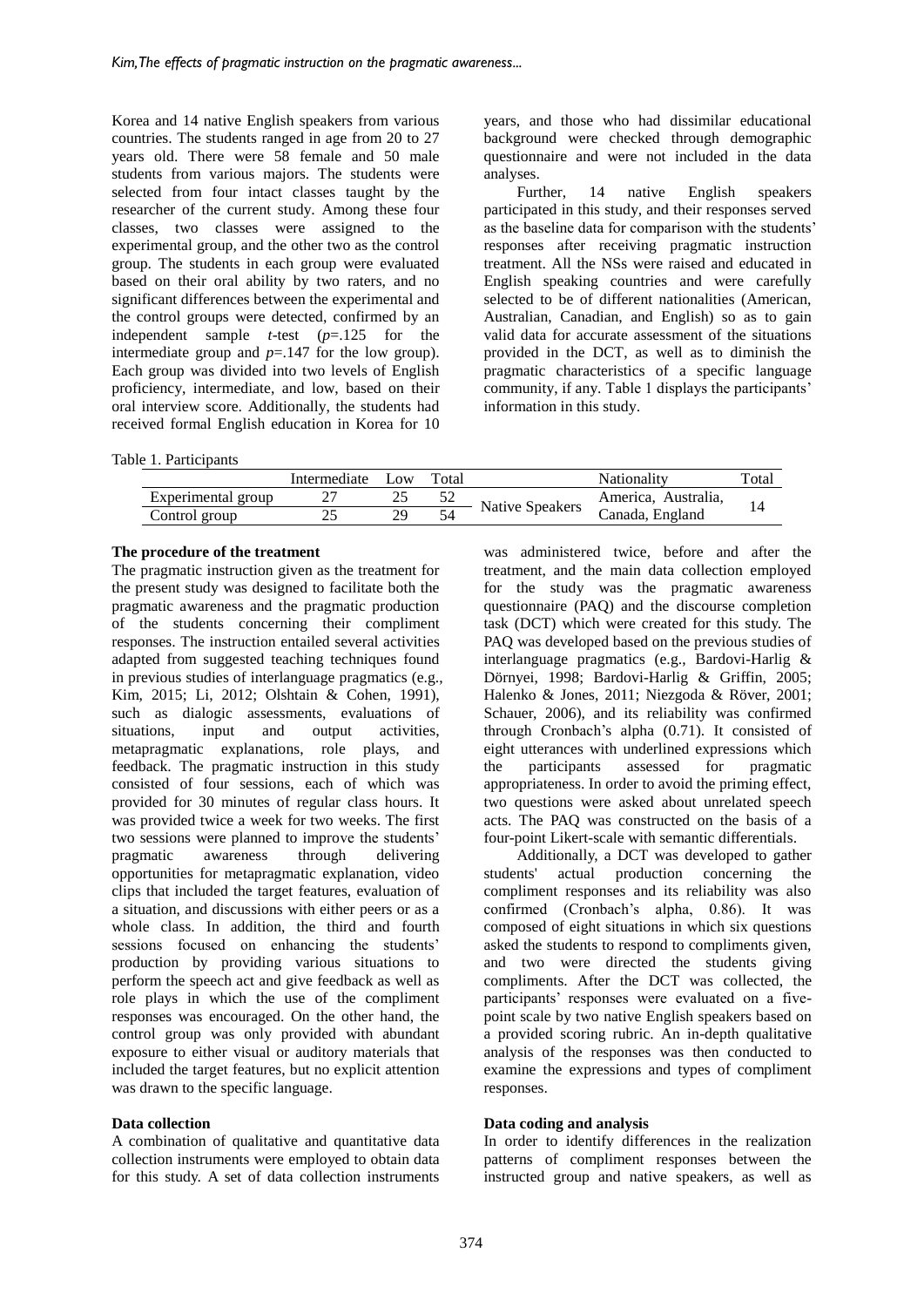Korea and 14 native English speakers from various countries. The students ranged in age from 20 to 27 years old. There were 58 female and 50 male students from various majors. The students were selected from four intact classes taught by the researcher of the current study. Among these four classes, two classes were assigned to the experimental group, and the other two as the control group. The students in each group were evaluated based on their oral ability by two raters, and no significant differences between the experimental and the control groups were detected, confirmed by an independent sample *t*-test ($p=.125$ for the intermediate group and $p=.147$ for the low group). Each group was divided into two levels of English proficiency, intermediate, and low, based on their oral interview score. Additionally, the students had received formal English education in Korea for 10 years, and those who had dissimilar educational background were checked through demographic questionnaire and were not included in the data analyses.

Further, 14 native English speakers participated in this study, and their responses served as the baseline data for comparison with the students' responses after receiving pragmatic instruction treatment. All the NSs were raised and educated in English speaking countries and were carefully selected to be of different nationalities (American, Australian, Canadian, and English) so as to gain valid data for accurate assessment of the situations provided in the DCT, as well as to diminish the pragmatic characteristics of a specific language community, if any. Table 1 displays the participants' information in this study.

Table 1. Participants

| | Intermediate | Low | Total | | Nationality | Total |
|---|---|---|---|---|---|---|
| Experimental group | 27 | 25 | 52 | Native Speakers | America, Australia, Canada, England | 14 |
| Control group | 25 | 29 | 54 | | | |

**The procedure of the treatment**

The pragmatic instruction given as the treatment for the present study was designed to facilitate both the pragmatic awareness and the pragmatic production of the students concerning their compliment responses. The instruction entailed several activities adapted from suggested teaching techniques found in previous studies of interlanguage pragmatics (e.g., Kim, 2015; Li, 2012; Olshtain & Cohen, 1991), such as dialogic assessments, evaluations of situations, input and output activities, metapragmatic explanations, role plays, and feedback. The pragmatic instruction in this study consisted of four sessions, each of which was provided for 30 minutes of regular class hours. It was provided twice a week for two weeks. The first two sessions were planned to improve the students' pragmatic awareness through delivering opportunities for metapragmatic explanation, video clips that included the target features, evaluation of a situation, and discussions with either peers or as a whole class. In addition, the third and fourth sessions focused on enhancing the students' production by providing various situations to perform the speech act and give feedback as well as role plays in which the use of the compliment responses was encouraged. On the other hand, the control group was only provided with abundant exposure to either visual or auditory materials that included the target features, but no explicit attention was drawn to the specific language.

**Data collection**

A combination of qualitative and quantitative data collection instruments were employed to obtain data for this study. A set of data collection instruments was administered twice, before and after the treatment, and the main data collection employed for the study was the pragmatic awareness questionnaire (PAQ) and the discourse completion task (DCT) which were created for this study. The PAQ was developed based on the previous studies of interlanguage pragmatics (e.g., Bardovi-Harlig & Dörnyei, 1998; Bardovi-Harlig & Griffin, 2005; Halenko & Jones, 2011; Niezgoda & Röver, 2001; Schauer, 2006), and its reliability was confirmed through Cronbach's alpha (0.71). It consisted of eight utterances with underlined expressions which the participants assessed for pragmatic appropriateness. In order to avoid the priming effect, two questions were asked about unrelated speech acts. The PAQ was constructed on the basis of a four-point Likert-scale with semantic differentials.

Additionally, a DCT was developed to gather students' actual production concerning the compliment responses and its reliability was also confirmed (Cronbach's alpha, 0.86). It was composed of eight situations in which six questions asked the students to respond to compliments given, and two were directed the students giving compliments. After the DCT was collected, the participants' responses were evaluated on a five-point scale by two native English speakers based on a provided scoring rubric. An in-depth qualitative analysis of the responses was then conducted to examine the expressions and types of compliment responses.

**Data coding and analysis**

In order to identify differences in the realization patterns of compliment responses between the instructed group and native speakers, as well as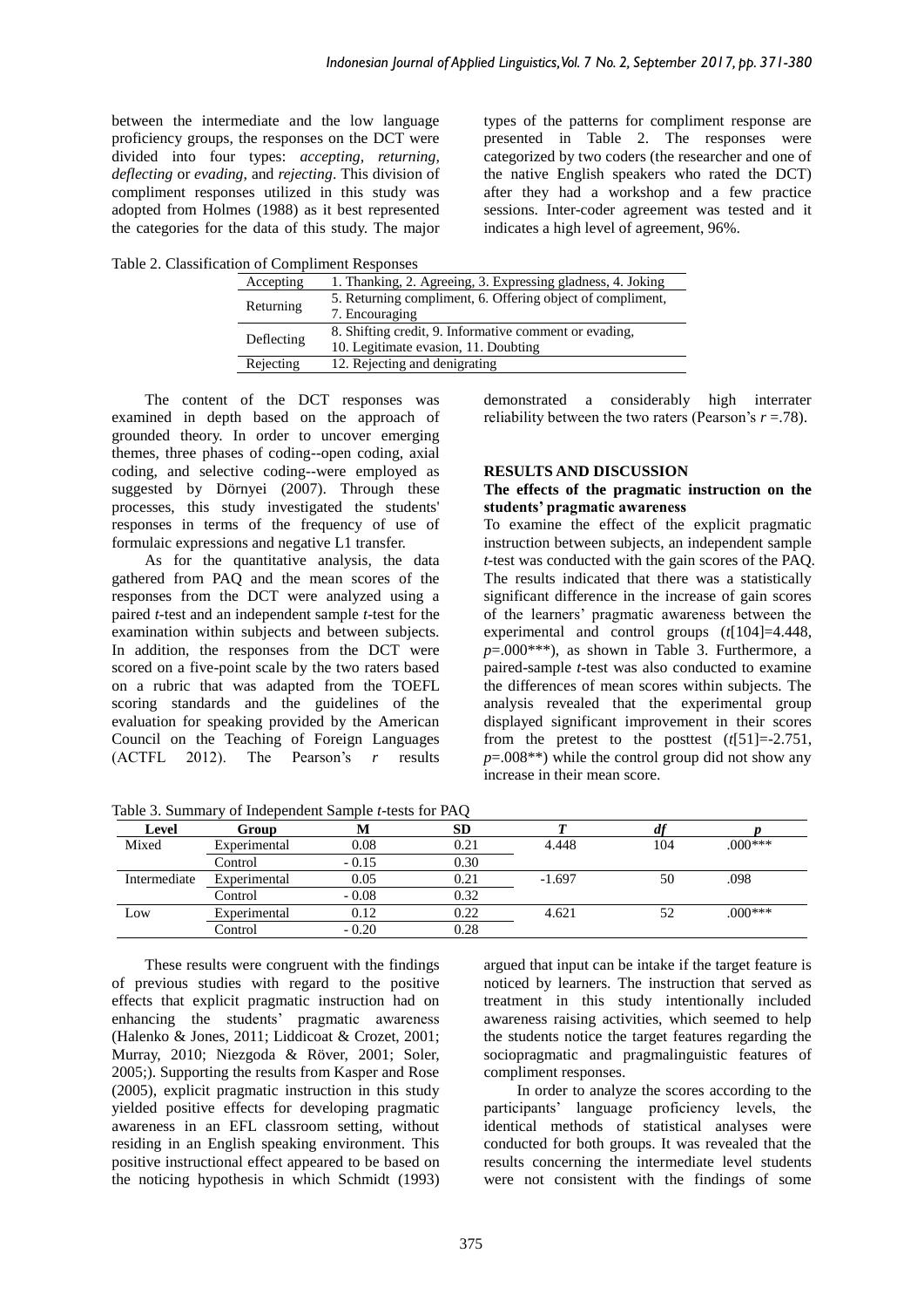between the intermediate and the low language proficiency groups, the responses on the DCT were divided into four types: *accepting*, *returning*, *deflecting* or *evading*, and *rejecting*. This division of compliment responses utilized in this study was adopted from Holmes (1988) as it best represented the categories for the data of this study. The major types of the patterns for compliment response are presented in Table 2. The responses were categorized by two coders (the researcher and one of the native English speakers who rated the DCT) after they had a workshop and a few practice sessions. Inter-coder agreement was tested and it indicates a high level of agreement, 96%.

Table 2. Classification of Compliment Responses

| | |
|---|---|
| Accepting | 1. Thanking, 2. Agreeing, 3. Expressing gladness, 4. Joking |
| Returning | 5. Returning compliment, 6. Offering object of compliment, 7. Encouraging |
| Deflecting | 8. Shifting credit, 9. Informative comment or evading, 10. Legitimate evasion, 11. Doubting |
| Rejecting | 12. Rejecting and denigrating |

The content of the DCT responses was examined in depth based on the approach of grounded theory. In order to uncover emerging themes, three phases of coding--open coding, axial coding, and selective coding--were employed as suggested by Dörnyei (2007). Through these processes, this study investigated the students' responses in terms of the frequency of use of formulaic expressions and negative L1 transfer.

As for the quantitative analysis, the data gathered from PAQ and the mean scores of the responses from the DCT were analyzed using a paired *t*-test and an independent sample *t*-test for the examination within subjects and between subjects. In addition, the responses from the DCT were scored on a five-point scale by the two raters based on a rubric that was adapted from the TOEFL scoring standards and the guidelines of the evaluation for speaking provided by the American Council on the Teaching of Foreign Languages (ACTFL 2012). The Pearson's $r$ results demonstrated a considerably high interrater reliability between the two raters (Pearson's $r$ =.78).

## RESULTS AND DISCUSSION

### The effects of the pragmatic instruction on the students' pragmatic awareness

To examine the effect of the explicit pragmatic instruction between subjects, an independent sample *t*-test was conducted with the gain scores of the PAQ. The results indicated that there was a statistically significant difference in the increase of gain scores of the learners' pragmatic awareness between the experimental and control groups ($t$[104]=4.448, $p$=.000***), as shown in Table 3. Furthermore, a paired-sample *t*-test was also conducted to examine the differences of mean scores within subjects. The analysis revealed that the experimental group displayed significant improvement in their scores from the pretest to the posttest ($t$[51]=-2.751, $p$=.008**) while the control group did not show any increase in their mean score.

Table 3. Summary of Independent Sample *t*-tests for PAQ

| Level | Group | M | SD | T | df | p |
|---|---|---|---|---|---|---|
| Mixed | Experimental | 0.08 | 0.21 | 4.448 | 104 | .000*** |
| | Control | - 0.15 | 0.30 | | | |
| Intermediate | Experimental | 0.05 | 0.21 | -1.697 | 50 | .098 |
| | Control | - 0.08 | 0.32 | | | |
| Low | Experimental | 0.12 | 0.22 | 4.621 | 52 | .000*** |
| | Control | - 0.20 | 0.28 | | | |

These results were congruent with the findings of previous studies with regard to the positive effects that explicit pragmatic instruction had on enhancing the students' pragmatic awareness (Halenko & Jones, 2011; Liddicoat & Crozet, 2001; Murray, 2010; Niezgoda & Röver, 2001; Soler, 2005;). Supporting the results from Kasper and Rose (2005), explicit pragmatic instruction in this study yielded positive effects for developing pragmatic awareness in an EFL classroom setting, without residing in an English speaking environment. This positive instructional effect appeared to be based on the noticing hypothesis in which Schmidt (1993) argued that input can be intake if the target feature is noticed by learners. The instruction that served as treatment in this study intentionally included awareness raising activities, which seemed to help the students notice the target features regarding the sociopragmatic and pragmalinguistic features of compliment responses.

In order to analyze the scores according to the participants' language proficiency levels, the identical methods of statistical analyses were conducted for both groups. It was revealed that the results concerning the intermediate level students were not consistent with the findings of some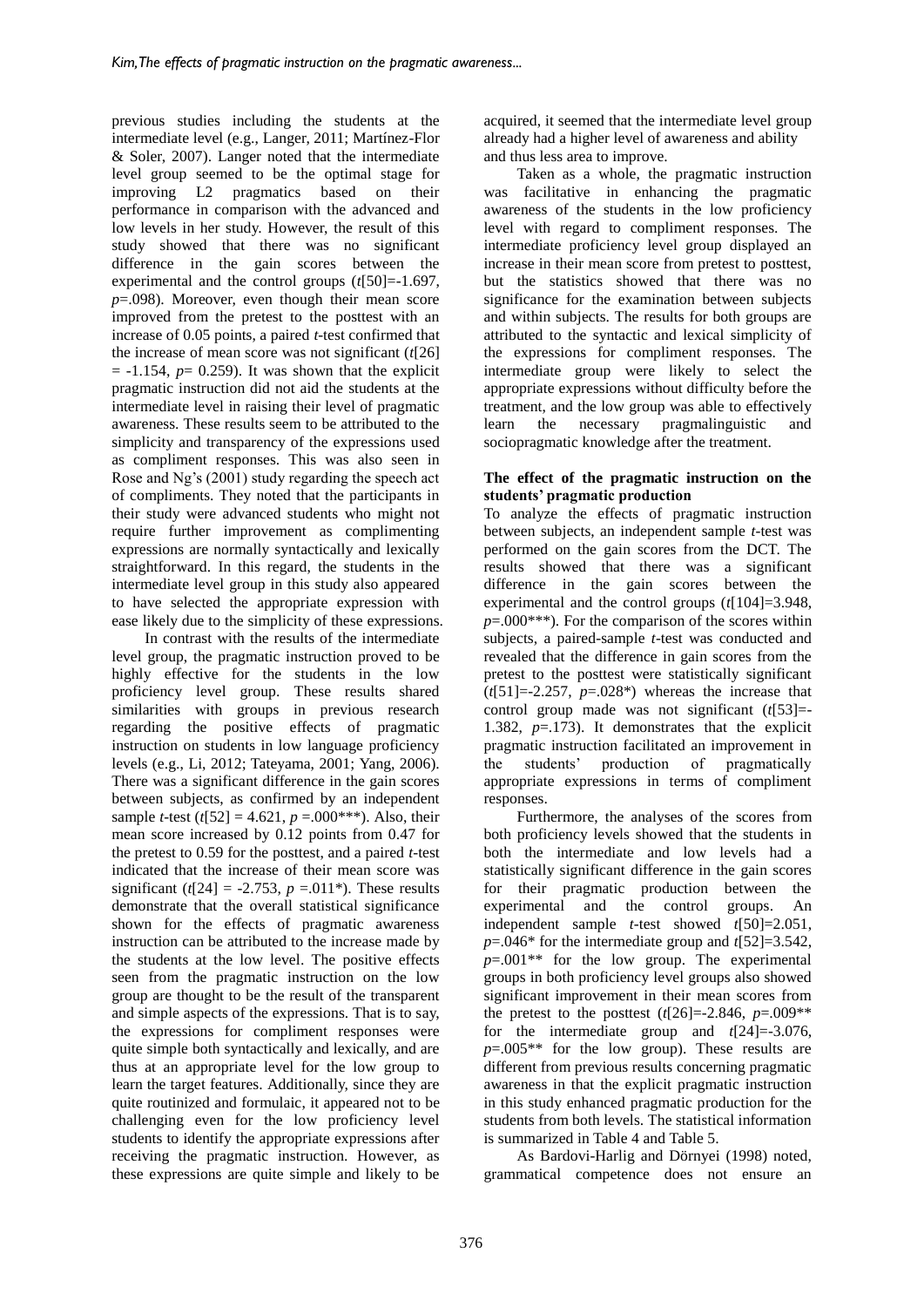previous studies including the students at the intermediate level (e.g., Langer, 2011; Martínez-Flor & Soler, 2007). Langer noted that the intermediate level group seemed to be the optimal stage for improving L2 pragmatics based on their performance in comparison with the advanced and low levels in her study. However, the result of this study showed that there was no significant difference in the gain scores between the experimental and the control groups ($t[50]=-1.697$, $p=.098$). Moreover, even though their mean score improved from the pretest to the posttest with an increase of 0.05 points, a paired *t*-test confirmed that the increase of mean score was not significant ($t[26] = -1.154$, $p= 0.259$). It was shown that the explicit pragmatic instruction did not aid the students at the intermediate level in raising their level of pragmatic awareness. These results seem to be attributed to the simplicity and transparency of the expressions used as compliment responses. This was also seen in Rose and Ng's (2001) study regarding the speech act of compliments. They noted that the participants in their study were advanced students who might not require further improvement as complimenting expressions are normally syntactically and lexically straightforward. In this regard, the students in the intermediate level group in this study also appeared to have selected the appropriate expression with ease likely due to the simplicity of these expressions.

In contrast with the results of the intermediate level group, the pragmatic instruction proved to be highly effective for the students in the low proficiency level group. These results shared similarities with groups in previous research regarding the positive effects of pragmatic instruction on students in low language proficiency levels (e.g., Li, 2012; Tateyama, 2001; Yang, 2006). There was a significant difference in the gain scores between subjects, as confirmed by an independent sample *t*-test ($t[52] = 4.621$, $p = .000$***). Also, their mean score increased by 0.12 points from 0.47 for the pretest to 0.59 for the posttest, and a paired *t*-test indicated that the increase of their mean score was significant ($t[24] = -2.753$, $p = .011$*). These results demonstrate that the overall statistical significance shown for the effects of pragmatic awareness instruction can be attributed to the increase made by the students at the low level. The positive effects seen from the pragmatic instruction on the low group are thought to be the result of the transparent and simple aspects of the expressions. That is to say, the expressions for compliment responses were quite simple both syntactically and lexically, and are thus at an appropriate level for the low group to learn the target features. Additionally, since they are quite routinized and formulaic, it appeared not to be challenging even for the low proficiency level students to identify the appropriate expressions after receiving the pragmatic instruction. However, as these expressions are quite simple and likely to be acquired, it seemed that the intermediate level group already had a higher level of awareness and ability and thus less area to improve.

Taken as a whole, the pragmatic instruction was facilitative in enhancing the pragmatic awareness of the students in the low proficiency level with regard to compliment responses. The intermediate proficiency level group displayed an increase in their mean score from pretest to posttest, but the statistics showed that there was no significance for the examination between subjects and within subjects. The results for both groups are attributed to the syntactic and lexical simplicity of the expressions for compliment responses. The intermediate group were likely to select the appropriate expressions without difficulty before the treatment, and the low group was able to effectively learn the necessary pragmalinguistic and sociopragmatic knowledge after the treatment.

**The effect of the pragmatic instruction on the students' pragmatic production**

To analyze the effects of pragmatic instruction between subjects, an independent sample *t*-test was performed on the gain scores from the DCT. The results showed that there was a significant difference in the gain scores between the experimental and the control groups ($t[104]=3.948$, $p=.000$***). For the comparison of the scores within subjects, a paired-sample *t*-test was conducted and revealed that the difference in gain scores from the pretest to the posttest were statistically significant ($t[51]=-2.257$, $p=.028$*) whereas the increase that control group made was not significant ($t[53]=-1.382$, $p=.173$). It demonstrates that the explicit pragmatic instruction facilitated an improvement in the students' production of pragmatically appropriate expressions in terms of compliment responses.

Furthermore, the analyses of the scores from both proficiency levels showed that the students in both the intermediate and low levels had a statistically significant difference in the gain scores for their pragmatic production between the experimental and the control groups. An independent sample *t*-test showed $t[50]=2.051$, $p=.046$* for the intermediate group and $t[52]=3.542$, $p=.001$** for the low group. The experimental groups in both proficiency level groups also showed significant improvement in their mean scores from the pretest to the posttest ($t[26]=-2.846$, $p=.009$** for the intermediate group and $t[24]=-3.076$, $p=.005$** for the low group). These results are different from previous results concerning pragmatic awareness in that the explicit pragmatic instruction in this study enhanced pragmatic production for the students from both levels. The statistical information is summarized in Table 4 and Table 5.

As Bardovi-Harlig and Dörnyei (1998) noted, grammatical competence does not ensure an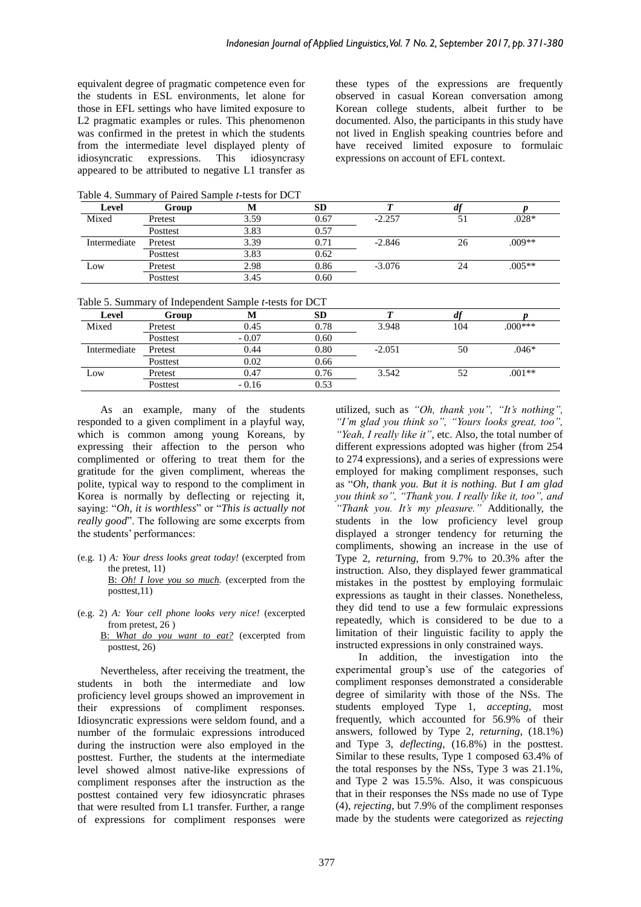equivalent degree of pragmatic competence even for the students in ESL environments, let alone for those in EFL settings who have limited exposure to L2 pragmatic examples or rules. This phenomenon was confirmed in the pretest in which the students from the intermediate level displayed plenty of idiosyncratic expressions. This idiosyncrasy appeared to be attributed to negative L1 transfer as these types of the expressions are frequently observed in casual Korean conversation among Korean college students, albeit further to be documented. Also, the participants in this study have not lived in English speaking countries before and have received limited exposure to formulaic expressions on account of EFL context.

Table 4. Summary of Paired Sample *t*-tests for DCT

| Level | Group | M | SD | *T* | *df* | *p* |
|---|---|---|---|---|---|---|
| Mixed | Pretest | 3.59 | 0.67 | -2.257 | 51 | .028* |
| | Posttest | 3.83 | 0.57 | | | |
| Intermediate | Pretest | 3.39 | 0.71 | -2.846 | 26 | .009** |
| | Posttest | 3.83 | 0.62 | | | |
| Low | Pretest | 2.98 | 0.86 | -3.076 | 24 | .005** |
| | Posttest | 3.45 | 0.60 | | | |

Table 5. Summary of Independent Sample *t*-tests for DCT

| Level | Group | M | SD | *T* | *df* | *p* |
|---|---|---|---|---|---|---|
| Mixed | Pretest | 0.45 | 0.78 | 3.948 | 104 | .000*** |
| | Posttest | - 0.07 | 0.60 | | | |
| Intermediate | Pretest | 0.44 | 0.80 | -2.051 | 50 | .046* |
| | Posttest | 0.02 | 0.66 | | | |
| Low | Pretest | 0.47 | 0.76 | 3.542 | 52 | .001** |
| | Posttest | - 0.16 | 0.53 | | | |

As an example, many of the students responded to a given compliment in a playful way, which is common among young Koreans, by expressing their affection to the person who complimented or offering to treat them for the gratitude for the given compliment, whereas the polite, typical way to respond to the compliment in Korea is normally by deflecting or rejecting it, saying: "*Oh, it is worthless*" or "*This is actually not really good*". The following are some excerpts from the students' performances:

(e.g. 1) *A: Your dress looks great today!* (excerpted from the pretest, 11)
B: *Oh! I love you so much.* (excerpted from the posttest,11)

(e.g. 2) *A: Your cell phone looks very nice!* (excerpted from pretest, 26 )
B: *What do you want to eat?* (excerpted from posttest, 26)

Nevertheless, after receiving the treatment, the students in both the intermediate and low proficiency level groups showed an improvement in their expressions of compliment responses. Idiosyncratic expressions were seldom found, and a number of the formulaic expressions introduced during the instruction were also employed in the posttest. Further, the students at the intermediate level showed almost native-like expressions of compliment responses after the instruction as the posttest contained very few idiosyncratic phrases that were resulted from L1 transfer. Further, a range of expressions for compliment responses were utilized, such as *"Oh, thank you", "It's nothing", "I'm glad you think so", "Yours looks great, too", "Yeah, I really like it"*, etc. Also, the total number of different expressions adopted was higher (from 254 to 274 expressions), and a series of expressions were employed for making compliment responses, such as "*Oh, thank you. But it is nothing. But I am glad you think so*", *"Thank you. I really like it, too", and "Thank you. It's my pleasure."* Additionally, the students in the low proficiency level group displayed a stronger tendency for returning the compliments, showing an increase in the use of Type 2, *returning,* from 9.7% to 20.3% after the instruction. Also, they displayed fewer grammatical mistakes in the posttest by employing formulaic expressions as taught in their classes. Nonetheless, they did tend to use a few formulaic expressions repeatedly, which is considered to be due to a limitation of their linguistic facility to apply the instructed expressions in only constrained ways.

In addition, the investigation into the experimental group's use of the categories of compliment responses demonstrated a considerable degree of similarity with those of the NSs. The students employed Type 1, *accepting,* most frequently, which accounted for 56.9% of their answers, followed by Type 2, *returning,* (18.1%) and Type 3, *deflecting*, (16.8%) in the posttest. Similar to these results, Type 1 composed 63.4% of the total responses by the NSs, Type 3 was 21.1%, and Type 2 was 15.5%. Also, it was conspicuous that in their responses the NSs made no use of Type (4), *rejecting*, but 7.9% of the compliment responses made by the students were categorized as *rejecting*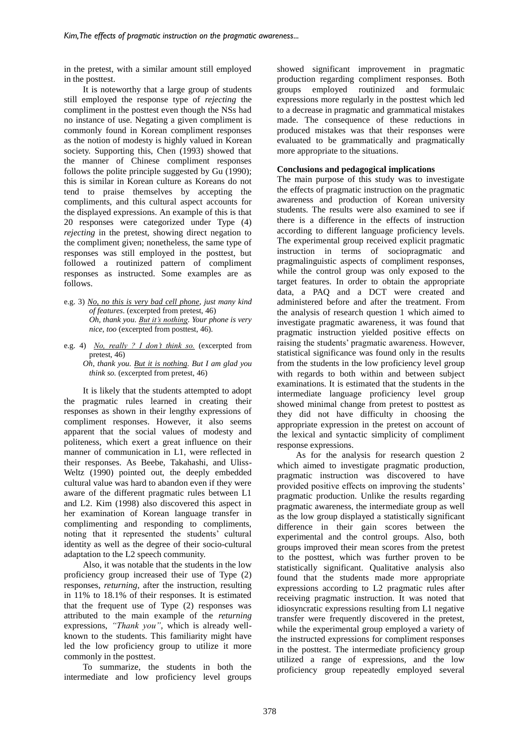in the pretest, with a similar amount still employed in the posttest.

It is noteworthy that a large group of students still employed the response type of *rejecting* the compliment in the posttest even though the NSs had no instance of use. Negating a given compliment is commonly found in Korean compliment responses as the notion of modesty is highly valued in Korean society. Supporting this, Chen (1993) showed that the manner of Chinese compliment responses follows the polite principle suggested by Gu (1990); this is similar in Korean culture as Koreans do not tend to praise themselves by accepting the compliments, and this cultural aspect accounts for the displayed expressions. An example of this is that 20 responses were categorized under Type (4) *rejecting* in the pretest, showing direct negation to the compliment given; nonetheless, the same type of responses was still employed in the posttest, but followed a routinized pattern of compliment responses as instructed. Some examples are as follows.

e.g. 3) *No, no this is very bad cell phone, just many kind of features*. (excerpted from pretest, 46)
*Oh, thank you. But it's nothing. Your phone is very nice, too* (excerpted from posttest, 46).

e.g. 4) *No, really ? I don't think so.* (excerpted from pretest, 46)
*Oh, thank you. But it is nothing. But I am glad you think so.* (excerpted from pretest, 46)

It is likely that the students attempted to adopt the pragmatic rules learned in creating their responses as shown in their lengthy expressions of compliment responses. However, it also seems apparent that the social values of modesty and politeness, which exert a great influence on their manner of communication in L1, were reflected in their responses. As Beebe, Takahashi, and Uliss-Weltz (1990) pointed out, the deeply embedded cultural value was hard to abandon even if they were aware of the different pragmatic rules between L1 and L2. Kim (1998) also discovered this aspect in her examination of Korean language transfer in complimenting and responding to compliments, noting that it represented the students' cultural identity as well as the degree of their socio-cultural adaptation to the L2 speech community.

Also, it was notable that the students in the low proficiency group increased their use of Type (2) responses, *returning*, after the instruction, resulting in 11% to 18.1% of their responses. It is estimated that the frequent use of Type (2) responses was attributed to the main example of the *returning* expressions, *"Thank you"*, which is already well-known to the students. This familiarity might have led the low proficiency group to utilize it more commonly in the posttest.

To summarize, the students in both the intermediate and low proficiency level groups showed significant improvement in pragmatic production regarding compliment responses. Both groups employed routinized and formulaic expressions more regularly in the posttest which led to a decrease in pragmatic and grammatical mistakes made. The consequence of these reductions in produced mistakes was that their responses were evaluated to be grammatically and pragmatically more appropriate to the situations.

## Conclusions and pedagogical implications

The main purpose of this study was to investigate the effects of pragmatic instruction on the pragmatic awareness and production of Korean university students. The results were also examined to see if there is a difference in the effects of instruction according to different language proficiency levels. The experimental group received explicit pragmatic instruction in terms of sociopragmatic and pragmalinguistic aspects of compliment responses, while the control group was only exposed to the target features. In order to obtain the appropriate data, a PAQ and a DCT were created and administered before and after the treatment. From the analysis of research question 1 which aimed to investigate pragmatic awareness, it was found that pragmatic instruction yielded positive effects on raising the students' pragmatic awareness. However, statistical significance was found only in the results from the students in the low proficiency level group with regards to both within and between subject examinations. It is estimated that the students in the intermediate language proficiency level group showed minimal change from pretest to posttest as they did not have difficulty in choosing the appropriate expression in the pretest on account of the lexical and syntactic simplicity of compliment response expressions.

As for the analysis for research question 2 which aimed to investigate pragmatic production, pragmatic instruction was discovered to have provided positive effects on improving the students' pragmatic production. Unlike the results regarding pragmatic awareness, the intermediate group as well as the low group displayed a statistically significant difference in their gain scores between the experimental and the control groups. Also, both groups improved their mean scores from the pretest to the posttest, which was further proven to be statistically significant. Qualitative analysis also found that the students made more appropriate expressions according to L2 pragmatic rules after receiving pragmatic instruction. It was noted that idiosyncratic expressions resulting from L1 negative transfer were frequently discovered in the pretest, while the experimental group employed a variety of the instructed expressions for compliment responses in the posttest. The intermediate proficiency group utilized a range of expressions, and the low proficiency group repeatedly employed several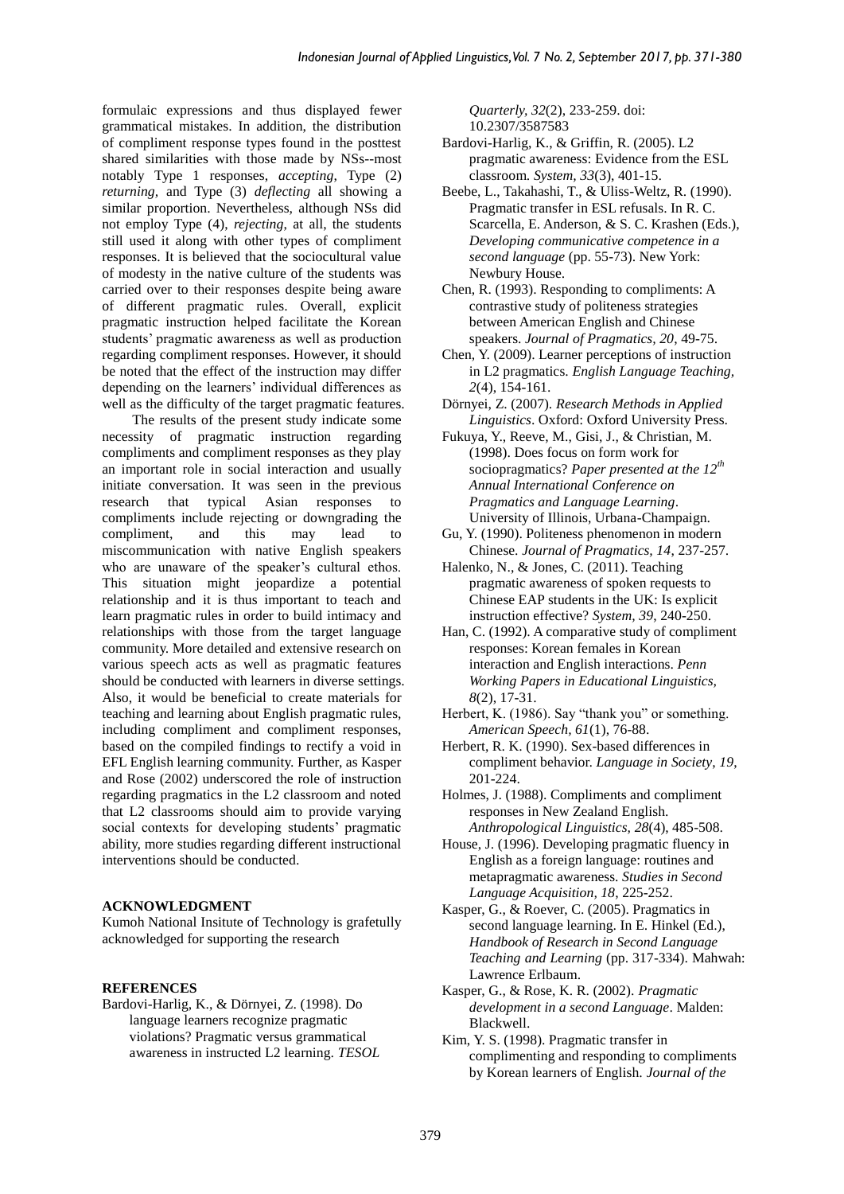formulaic expressions and thus displayed fewer grammatical mistakes. In addition, the distribution of compliment response types found in the posttest shared similarities with those made by NSs--most notably Type 1 responses, *accepting*, Type (2) *returning*, and Type (3) *deflecting* all showing a similar proportion. Nevertheless, although NSs did not employ Type (4), *rejecting*, at all, the students still used it along with other types of compliment responses. It is believed that the sociocultural value of modesty in the native culture of the students was carried over to their responses despite being aware of different pragmatic rules. Overall, explicit pragmatic instruction helped facilitate the Korean students' pragmatic awareness as well as production regarding compliment responses. However, it should be noted that the effect of the instruction may differ depending on the learners' individual differences as well as the difficulty of the target pragmatic features.

The results of the present study indicate some necessity of pragmatic instruction regarding compliments and compliment responses as they play an important role in social interaction and usually initiate conversation. It was seen in the previous research that typical Asian responses to compliments include rejecting or downgrading the compliment, and this may lead to miscommunication with native English speakers who are unaware of the speaker's cultural ethos. This situation might jeopardize a potential relationship and it is thus important to teach and learn pragmatic rules in order to build intimacy and relationships with those from the target language community. More detailed and extensive research on various speech acts as well as pragmatic features should be conducted with learners in diverse settings. Also, it would be beneficial to create materials for teaching and learning about English pragmatic rules, including compliment and compliment responses, based on the compiled findings to rectify a void in EFL English learning community. Further, as Kasper and Rose (2002) underscored the role of instruction regarding pragmatics in the L2 classroom and noted that L2 classrooms should aim to provide varying social contexts for developing students' pragmatic ability, more studies regarding different instructional interventions should be conducted.

## ACKNOWLEDGMENT

Kumoh National Insitute of Technology is grafetully acknowledged for supporting the research

## REFERENCES

Bardovi-Harlig, K., & Dörnyei, Z. (1998). Do language learners recognize pragmatic violations? Pragmatic versus grammatical awareness in instructed L2 learning. *TESOL Quarterly, 32*(2), 233-259. doi: 10.2307/3587583

Bardovi-Harlig, K., & Griffin, R. (2005). L2 pragmatic awareness: Evidence from the ESL classroom. *System, 33*(3), 401-15.

Beebe, L., Takahashi, T., & Uliss-Weltz, R. (1990). Pragmatic transfer in ESL refusals. In R. C. Scarcella, E. Anderson, & S. C. Krashen (Eds.), *Developing communicative competence in a second language* (pp. 55-73). New York: Newbury House.

Chen, R. (1993). Responding to compliments: A contrastive study of politeness strategies between American English and Chinese speakers. *Journal of Pragmatics, 20*, 49-75.

Chen, Y. (2009). Learner perceptions of instruction in L2 pragmatics. *English Language Teaching, 2*(4), 154-161.

Dörnyei, Z. (2007). *Research Methods in Applied Linguistics*. Oxford: Oxford University Press.

Fukuya, Y., Reeve, M., Gisi, J., & Christian, M. (1998). Does focus on form work for sociopragmatics? *Paper presented at the 12th Annual International Conference on Pragmatics and Language Learning*. University of Illinois, Urbana-Champaign.

Gu, Y. (1990). Politeness phenomenon in modern Chinese. *Journal of Pragmatics, 14*, 237-257.

Halenko, N., & Jones, C. (2011). Teaching pragmatic awareness of spoken requests to Chinese EAP students in the UK: Is explicit instruction effective? *System, 39*, 240-250.

Han, C. (1992). A comparative study of compliment responses: Korean females in Korean interaction and English interactions. *Penn Working Papers in Educational Linguistics, 8*(2), 17-31.

Herbert, K. (1986). Say "thank you" or something. *American Speech, 61*(1), 76-88.

Herbert, R. K. (1990). Sex-based differences in compliment behavior. *Language in Society, 19*, 201-224.

Holmes, J. (1988). Compliments and compliment responses in New Zealand English. *Anthropological Linguistics, 28*(4), 485-508.

House, J. (1996). Developing pragmatic fluency in English as a foreign language: routines and metapragmatic awareness. *Studies in Second Language Acquisition, 18*, 225-252.

Kasper, G., & Roever, C. (2005). Pragmatics in second language learning. In E. Hinkel (Ed.), *Handbook of Research in Second Language Teaching and Learning* (pp. 317-334). Mahwah: Lawrence Erlbaum.

Kasper, G., & Rose, K. R. (2002). *Pragmatic development in a second Language*. Malden: Blackwell.

Kim, Y. S. (1998). Pragmatic transfer in complimenting and responding to compliments by Korean learners of English. *Journal of the*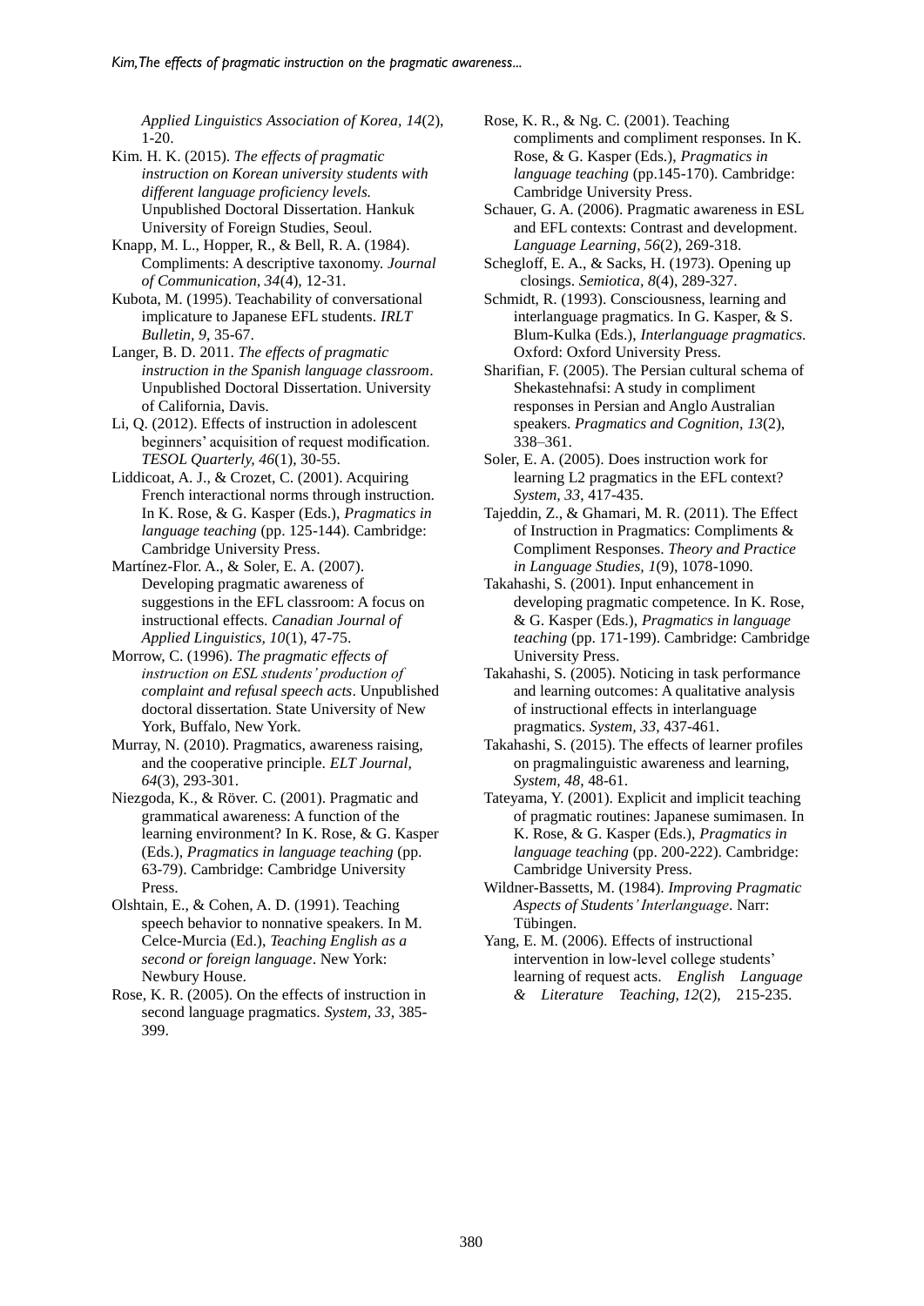*Applied Linguistics Association of Korea, 14*(2), 1-20.

Kim. H. K. (2015). *The effects of pragmatic instruction on Korean university students with different language proficiency levels.* Unpublished Doctoral Dissertation. Hankuk University of Foreign Studies, Seoul.

Knapp, M. L., Hopper, R., & Bell, R. A. (1984). Compliments: A descriptive taxonomy. *Journal of Communication, 34*(4), 12-31.

Kubota, M. (1995). Teachability of conversational implicature to Japanese EFL students. *IRLT Bulletin, 9*, 35-67.

Langer, B. D. 2011. *The effects of pragmatic instruction in the Spanish language classroom*. Unpublished Doctoral Dissertation. University of California, Davis.

Li, Q. (2012). Effects of instruction in adolescent beginners' acquisition of request modification. *TESOL Quarterly, 46*(1), 30-55.

Liddicoat, A. J., & Crozet, C. (2001). Acquiring French interactional norms through instruction. In K. Rose, & G. Kasper (Eds.), *Pragmatics in language teaching* (pp. 125-144). Cambridge: Cambridge University Press.

Martínez-Flor. A., & Soler, E. A. (2007). Developing pragmatic awareness of suggestions in the EFL classroom: A focus on instructional effects. *Canadian Journal of Applied Linguistics, 10*(1), 47-75.

Morrow, C. (1996). *The pragmatic effects of instruction on ESL students' production of complaint and refusal speech acts*. Unpublished doctoral dissertation. State University of New York, Buffalo, New York.

Murray, N. (2010). Pragmatics, awareness raising, and the cooperative principle. *ELT Journal, 64*(3), 293-301.

Niezgoda, K., & Röver. C. (2001). Pragmatic and grammatical awareness: A function of the learning environment? In K. Rose, & G. Kasper (Eds.), *Pragmatics in language teaching* (pp. 63-79). Cambridge: Cambridge University Press.

Olshtain, E., & Cohen, A. D. (1991). Teaching speech behavior to nonnative speakers. In M. Celce-Murcia (Ed.), *Teaching English as a second or foreign language*. New York: Newbury House.

Rose, K. R. (2005). On the effects of instruction in second language pragmatics. *System, 33,* 385-399.

Rose, K. R., & Ng. C. (2001). Teaching compliments and compliment responses. In K. Rose, & G. Kasper (Eds.), *Pragmatics in language teaching* (pp.145-170). Cambridge: Cambridge University Press.

Schauer, G. A. (2006). Pragmatic awareness in ESL and EFL contexts: Contrast and development. *Language Learning*, *56*(2), 269-318.

Schegloff, E. A., & Sacks, H. (1973). Opening up closings. *Semiotica, 8*(4), 289-327.

Schmidt, R. (1993). Consciousness, learning and interlanguage pragmatics. In G. Kasper, & S. Blum-Kulka (Eds.), *Interlanguage pragmatics*. Oxford: Oxford University Press.

Sharifian, F. (2005). The Persian cultural schema of Shekastehnafsi: A study in compliment responses in Persian and Anglo Australian speakers. *Pragmatics and Cognition, 13*(2), 338–361.

Soler, E. A. (2005). Does instruction work for learning L2 pragmatics in the EFL context? *System, 33*, 417-435.

Tajeddin, Z., & Ghamari, M. R. (2011). The Effect of Instruction in Pragmatics: Compliments & Compliment Responses. *Theory and Practice in Language Studies, 1*(9), 1078-1090.

Takahashi, S. (2001). Input enhancement in developing pragmatic competence. In K. Rose, & G. Kasper (Eds.), *Pragmatics in language teaching* (pp. 171-199). Cambridge: Cambridge University Press.

Takahashi, S. (2005). Noticing in task performance and learning outcomes: A qualitative analysis of instructional effects in interlanguage pragmatics. *System, 33*, 437-461.

Takahashi, S. (2015). The effects of learner profiles on pragmalinguistic awareness and learning, *System, 48*, 48-61.

Tateyama, Y. (2001). Explicit and implicit teaching of pragmatic routines: Japanese sumimasen. In K. Rose, & G. Kasper (Eds.), *Pragmatics in language teaching* (pp. 200-222). Cambridge: Cambridge University Press.

Wildner-Bassetts, M. (1984). *Improving Pragmatic Aspects of Students' Interlanguage*. Narr: Tübingen.

Yang, E. M. (2006). Effects of instructional intervention in low-level college students' learning of request acts. *English Language & Literature Teaching, 12*(2), 215-235.